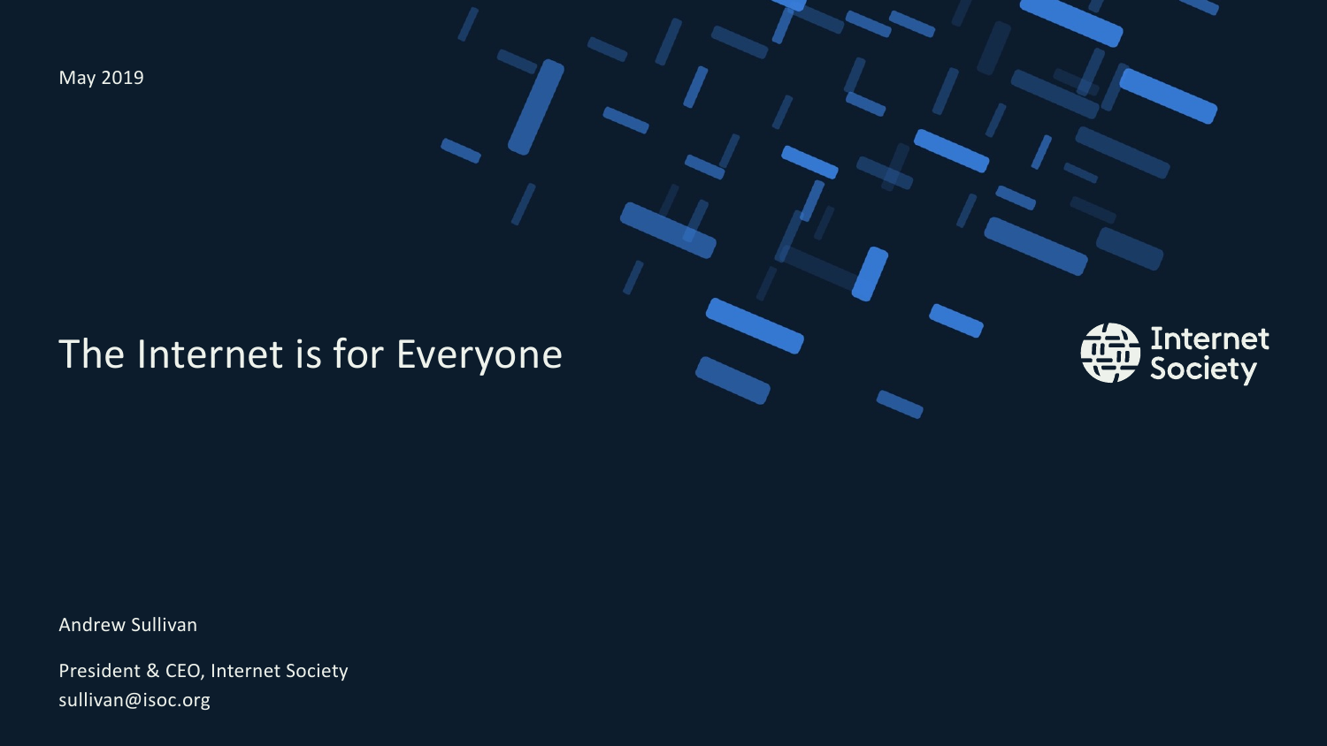May 2019

# The Internet is for Everyone

Internet Society

Andrew Sullivan

President & CEO, Internet Society
sullivan@isoc.org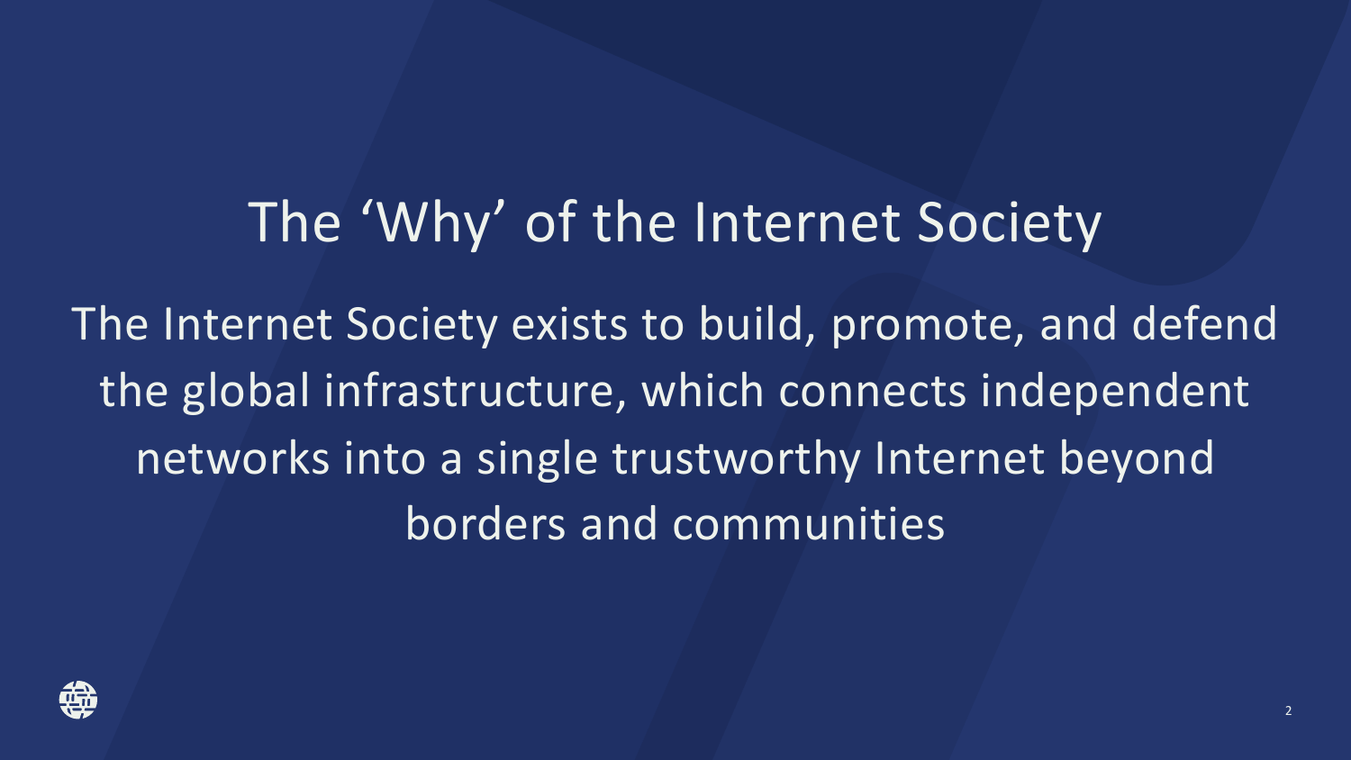# The ‘Why’ of the Internet Society

The Internet Society exists to build, promote, and defend the global infrastructure, which connects independent networks into a single trustworthy Internet beyond borders and communities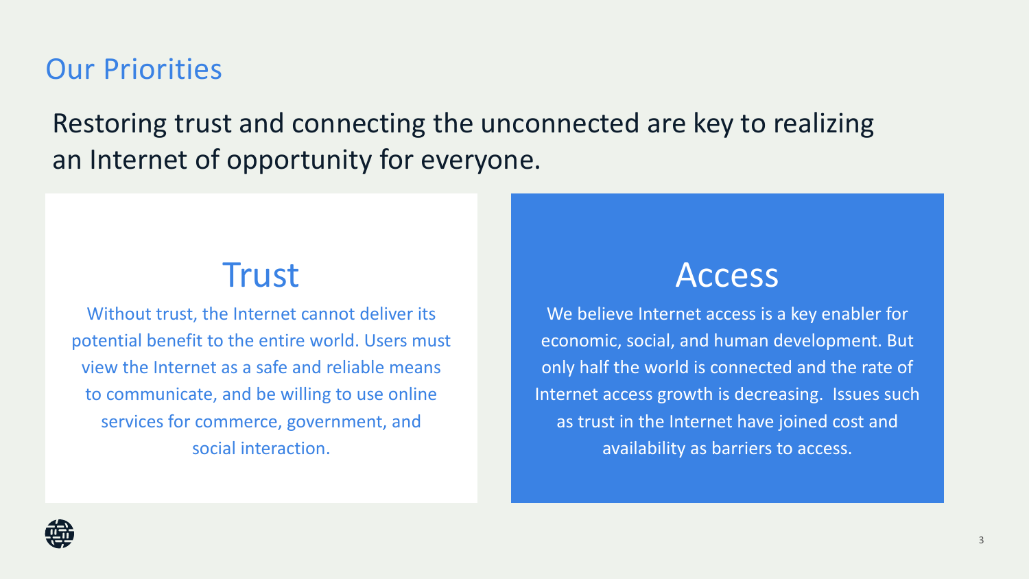# Our Priorities

Restoring trust and connecting the unconnected are key to realizing an Internet of opportunity for everyone.

## Trust

Without trust, the Internet cannot deliver its potential benefit to the entire world. Users must view the Internet as a safe and reliable means to communicate, and be willing to use online services for commerce, government, and social interaction.

## Access

We believe Internet access is a key enabler for economic, social, and human development. But only half the world is connected and the rate of Internet access growth is decreasing. Issues such as trust in the Internet have joined cost and availability as barriers to access.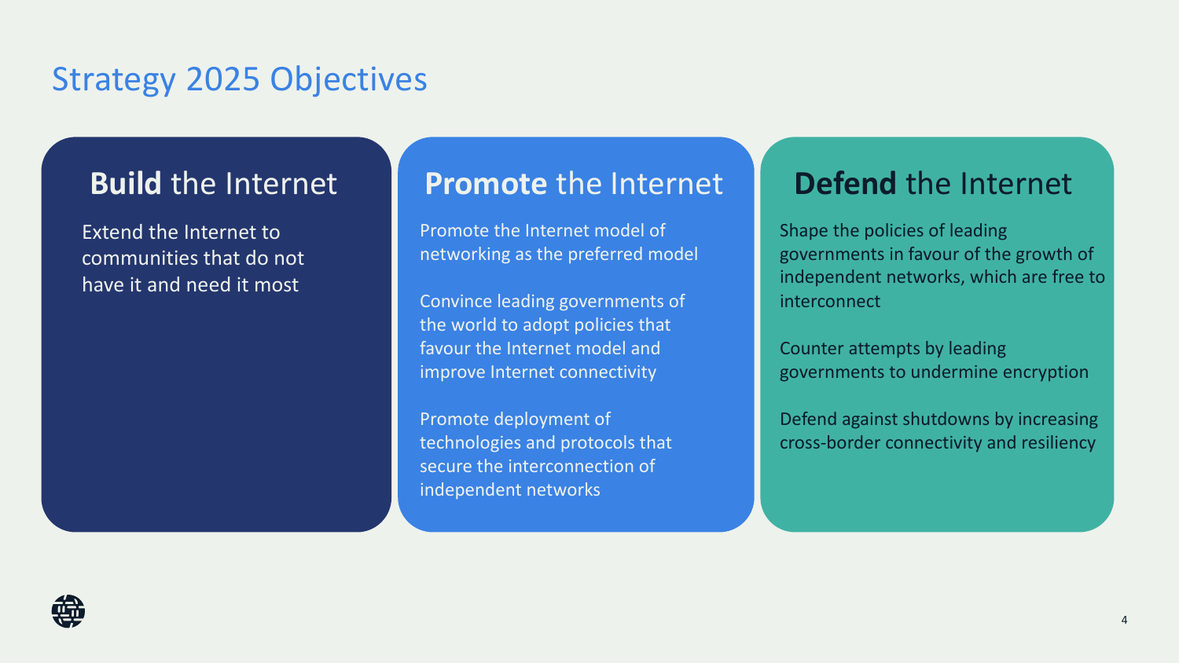# Strategy 2025 Objectives

## **Build** the Internet

Extend the Internet to communities that do not have it and need it most

## **Promote** the Internet

Promote the Internet model of networking as the preferred model

Convince leading governments of the world to adopt policies that favour the Internet model and improve Internet connectivity

Promote deployment of technologies and protocols that secure the interconnection of independent networks

## **Defend** the Internet

Shape the policies of leading governments in favour of the growth of independent networks, which are free to interconnect

Counter attempts by leading governments to undermine encryption

Defend against shutdowns by increasing cross-border connectivity and resiliency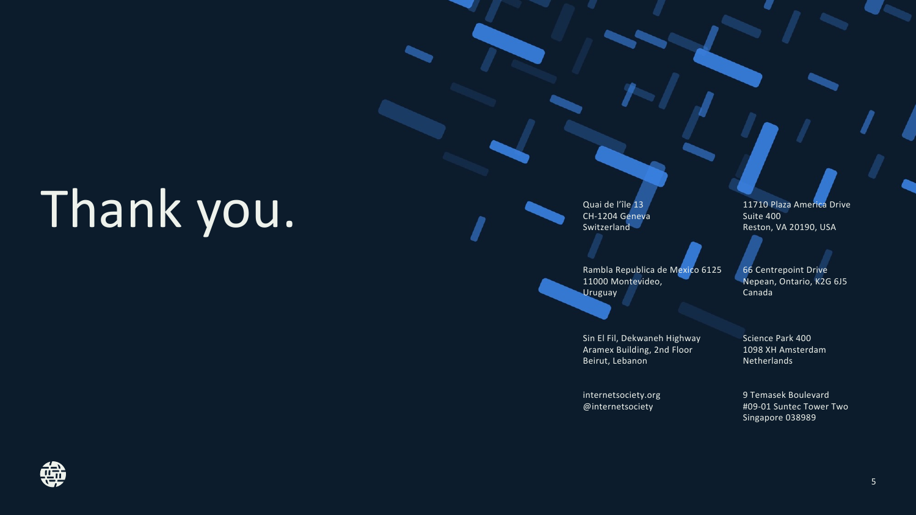# Thank you.

Quai de l'île 13
CH-1204 Geneva
Switzerland

11710 Plaza America Drive
Suite 400
Reston, VA 20190, USA

Rambla Republica de Mexico 6125
11000 Montevideo,
Uruguay

66 Centrepoint Drive
Nepean, Ontario, K2G 6J5
Canada

Sin El Fil, Dekwaneh Highway
Aramex Building, 2nd Floor
Beirut, Lebanon

Science Park 400
1098 XH Amsterdam
Netherlands

internetsociety.org
@internetsociety

9 Temasek Boulevard
#09-01 Suntec Tower Two
Singapore 038989